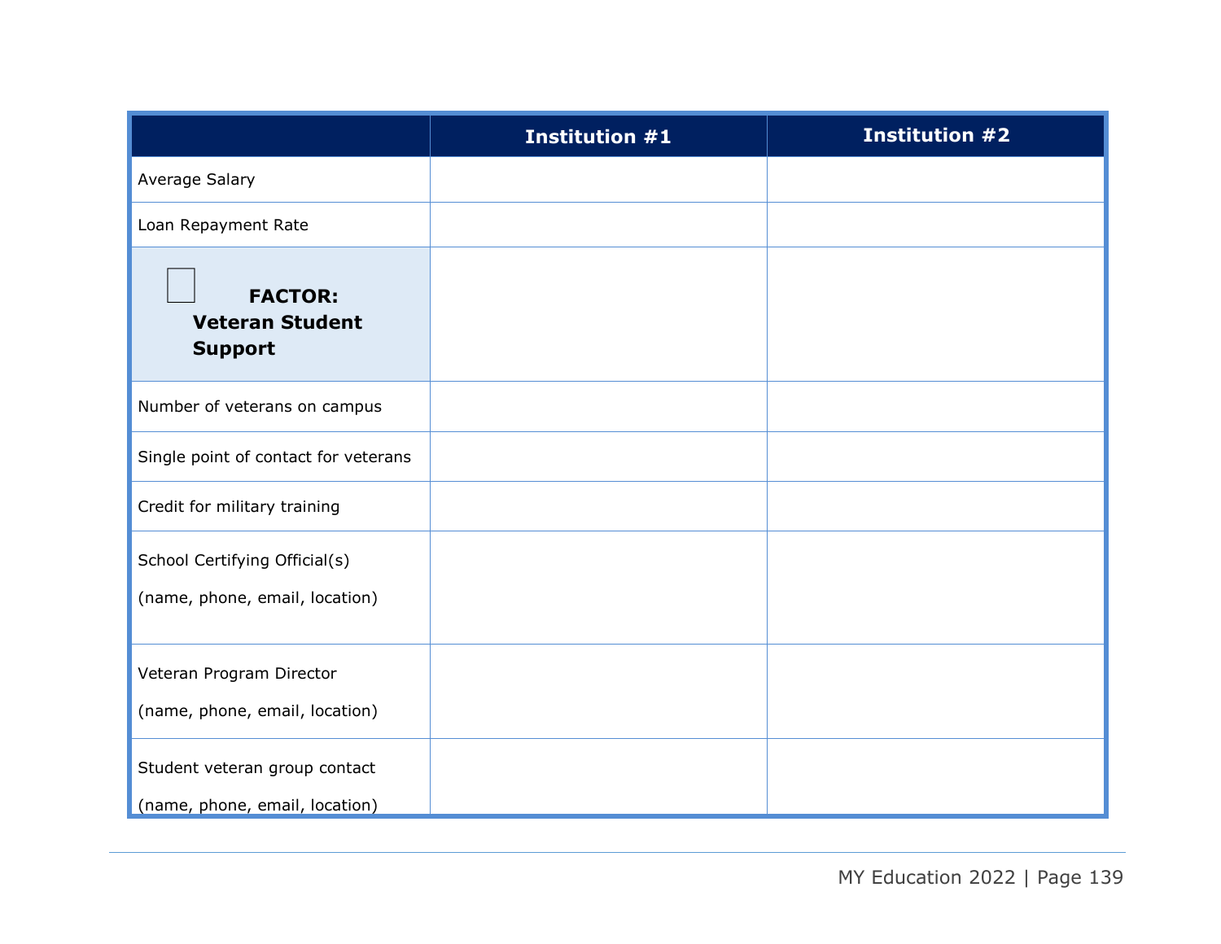| | Institution #1 | Institution #2 |
|---|---|---|
| Average Salary | | |
| Loan Repayment Rate | | |
| ☐ **FACTOR: Veteran Student Support** | | |
| Number of veterans on campus | | |
| Single point of contact for veterans | | |
| Credit for military training | | |
| School Certifying Official(s) (name, phone, email, location) | | |
| Veteran Program Director (name, phone, email, location) | | |
| Student veteran group contact (name, phone, email, location) | | |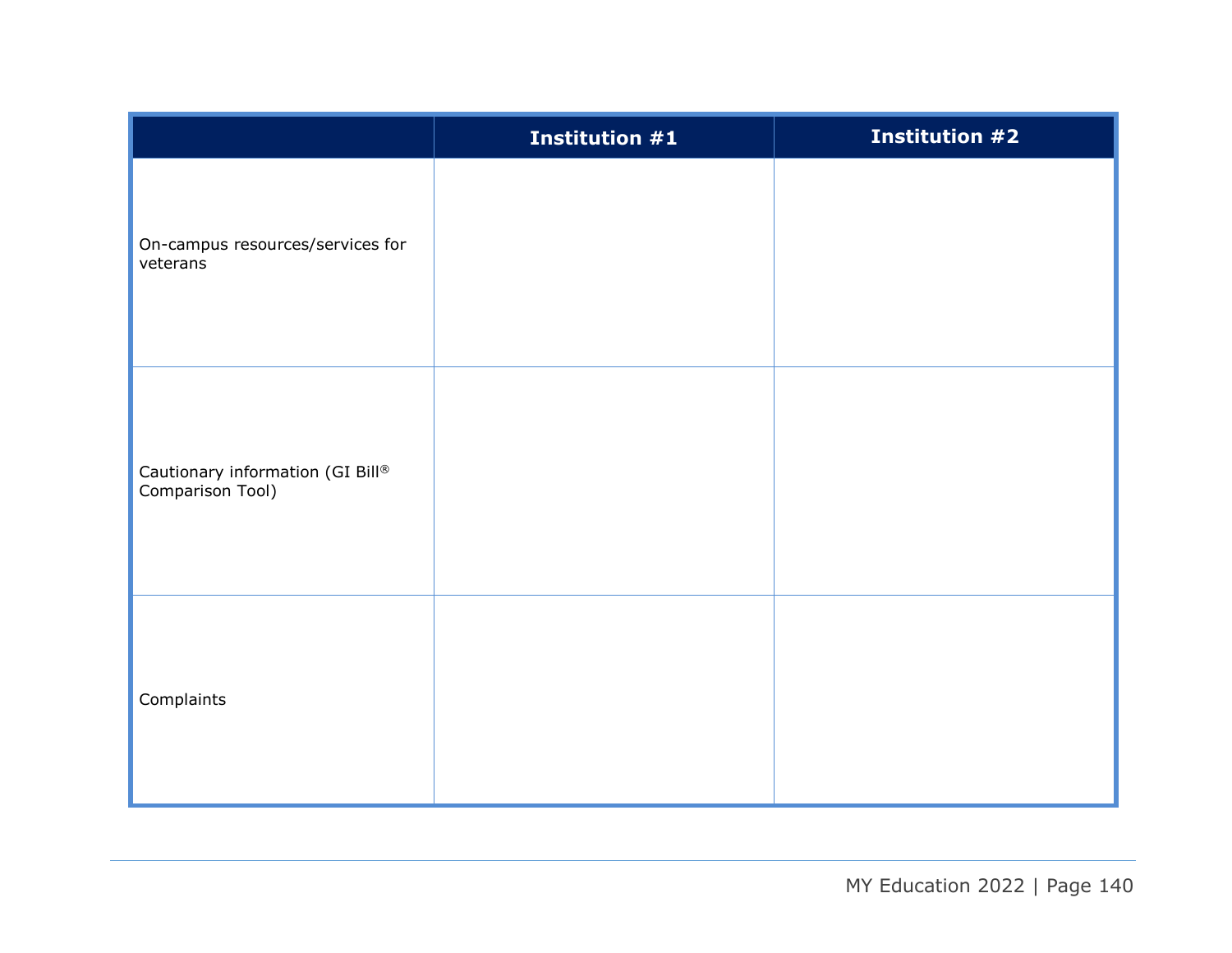| | Institution #1 | Institution #2 |
| --- | --- | --- |
| On-campus resources/services for veterans | | |
| Cautionary information (GI Bill® Comparison Tool) | | |
| Complaints | | |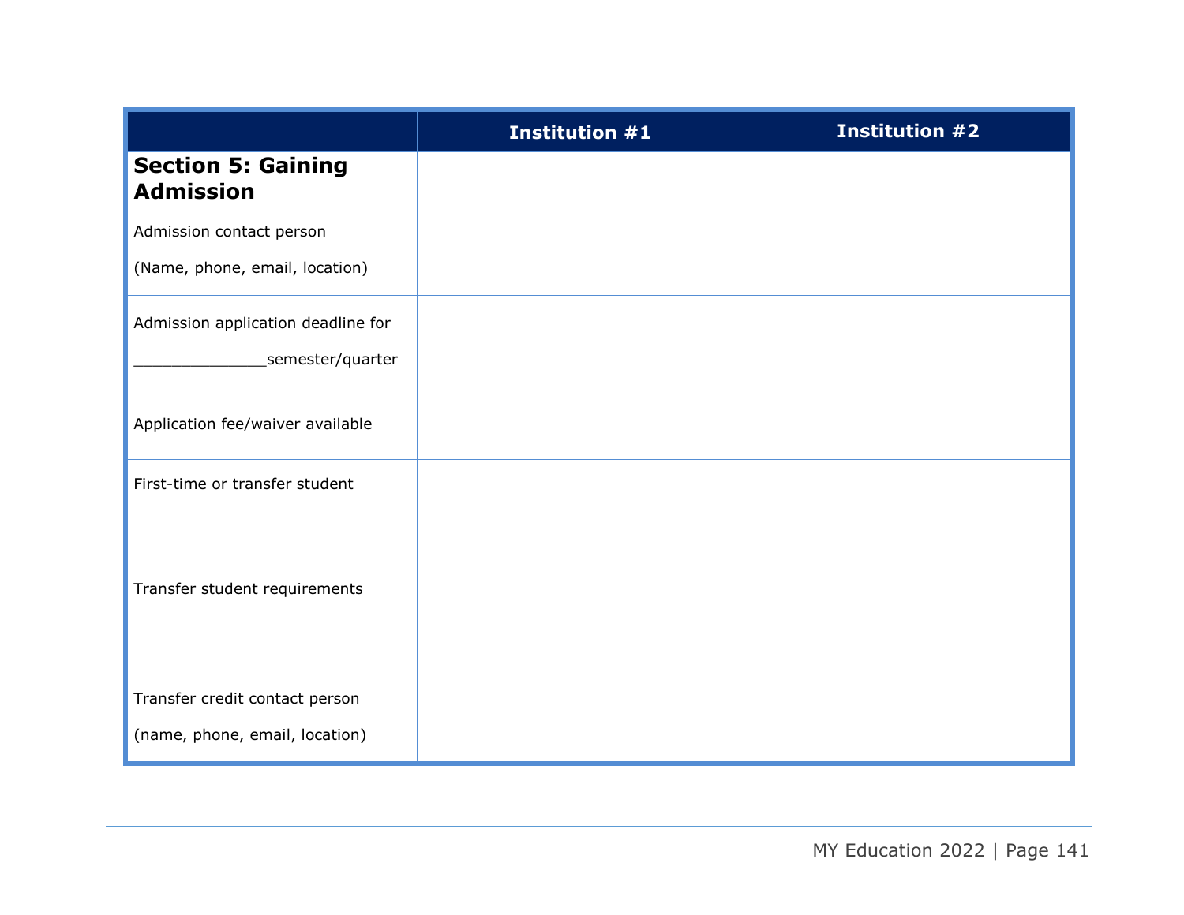| | Institution #1 | Institution #2 |
|---|---|---|
| **Section 5: Gaining Admission** | | |
| Admission contact person<br><br>(Name, phone, email, location) | | |
| Admission application deadline for<br><br>______________semester/quarter | | |
| Application fee/waiver available | | |
| First-time or transfer student | | |
| Transfer student requirements | | |
| Transfer credit contact person<br><br>(name, phone, email, location) | | |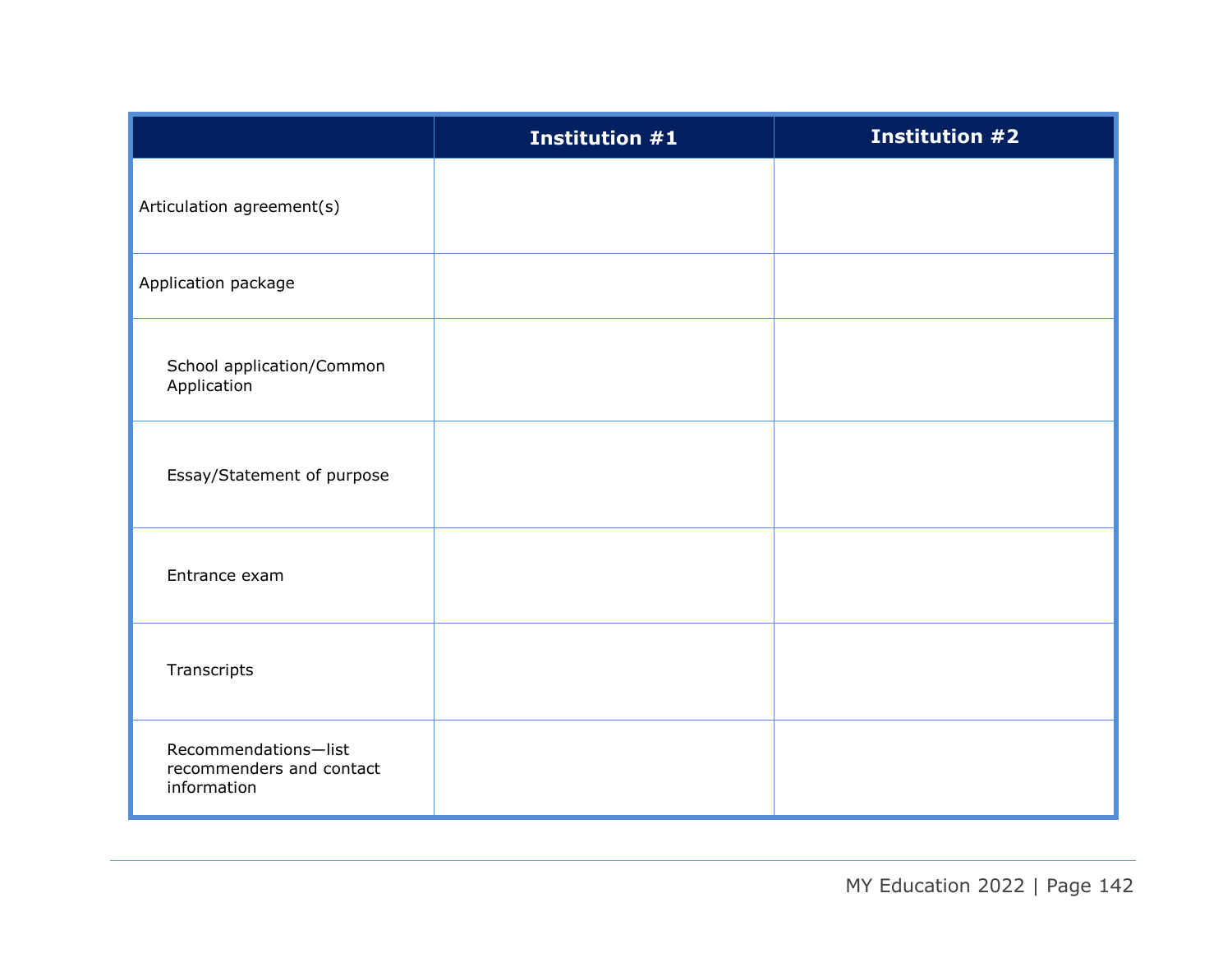| | Institution #1 | Institution #2 |
|---|---|---|
| Articulation agreement(s) | | |
| Application package | | |
| School application/Common Application | | |
| Essay/Statement of purpose | | |
| Entrance exam | | |
| Transcripts | | |
| Recommendations—list recommenders and contact information | | |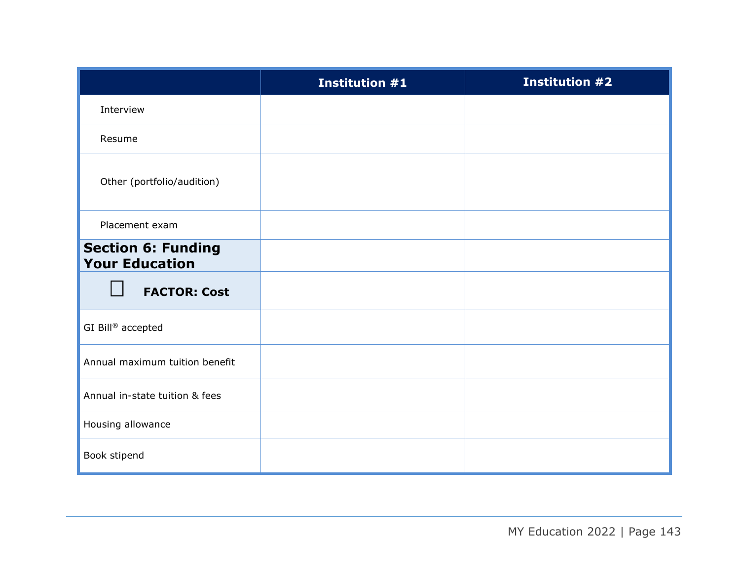| | Institution #1 | Institution #2 |
|---|---|---|
| Interview | | |
| Resume | | |
| Other (portfolio/audition) | | |
| Placement exam | | |
| **Section 6: Funding Your Education** | | |
| ☐ **FACTOR: Cost** | | |
| GI Bill® accepted | | |
| Annual maximum tuition benefit | | |
| Annual in-state tuition & fees | | |
| Housing allowance | | |
| Book stipend | | |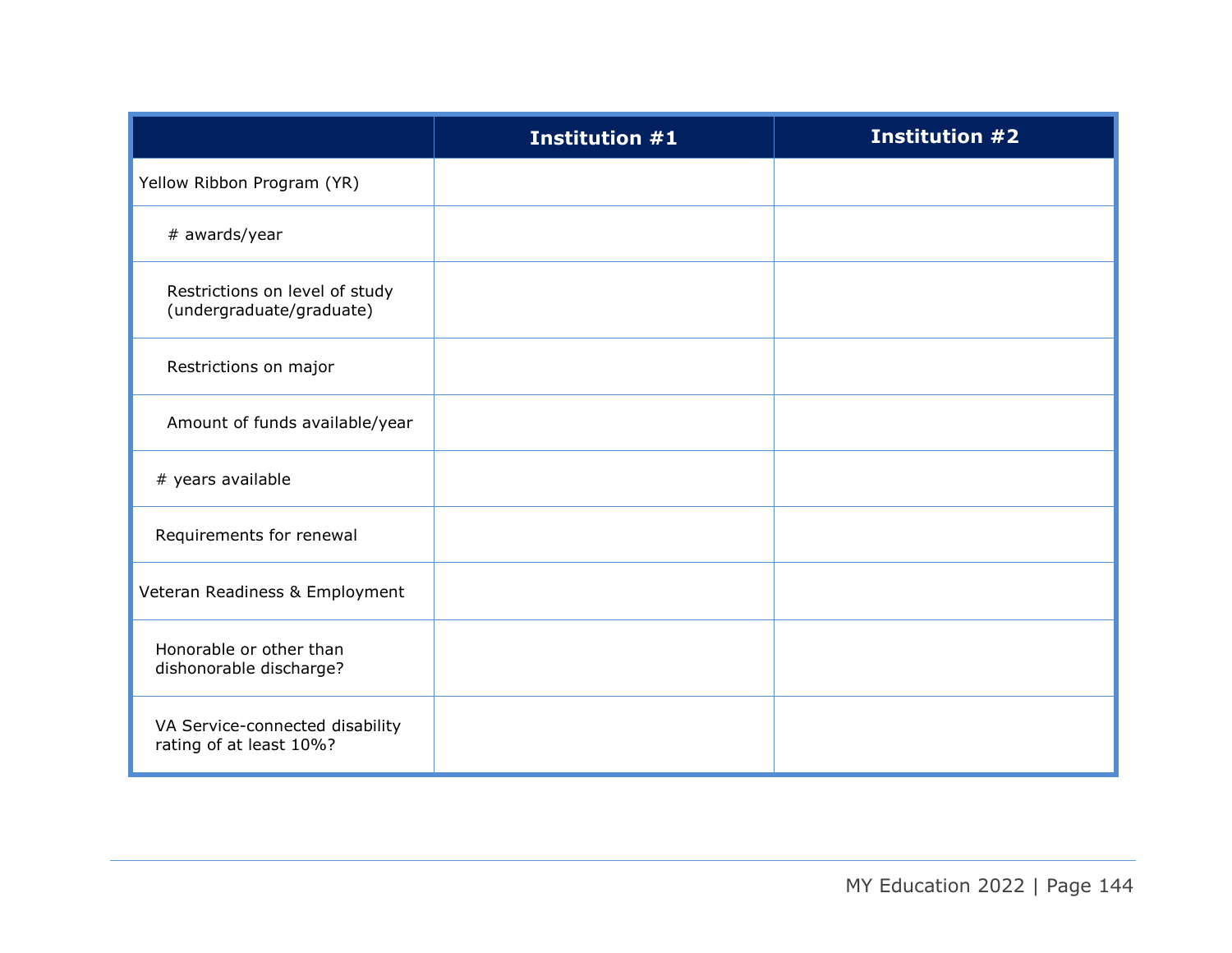| | Institution #1 | Institution #2 |
| --- | --- | --- |
| Yellow Ribbon Program (YR) | | |
| # awards/year | | |
| Restrictions on level of study (undergraduate/graduate) | | |
| Restrictions on major | | |
| Amount of funds available/year | | |
| # years available | | |
| Requirements for renewal | | |
| Veteran Readiness & Employment | | |
| Honorable or other than dishonorable discharge? | | |
| VA Service-connected disability rating of at least 10%? | | |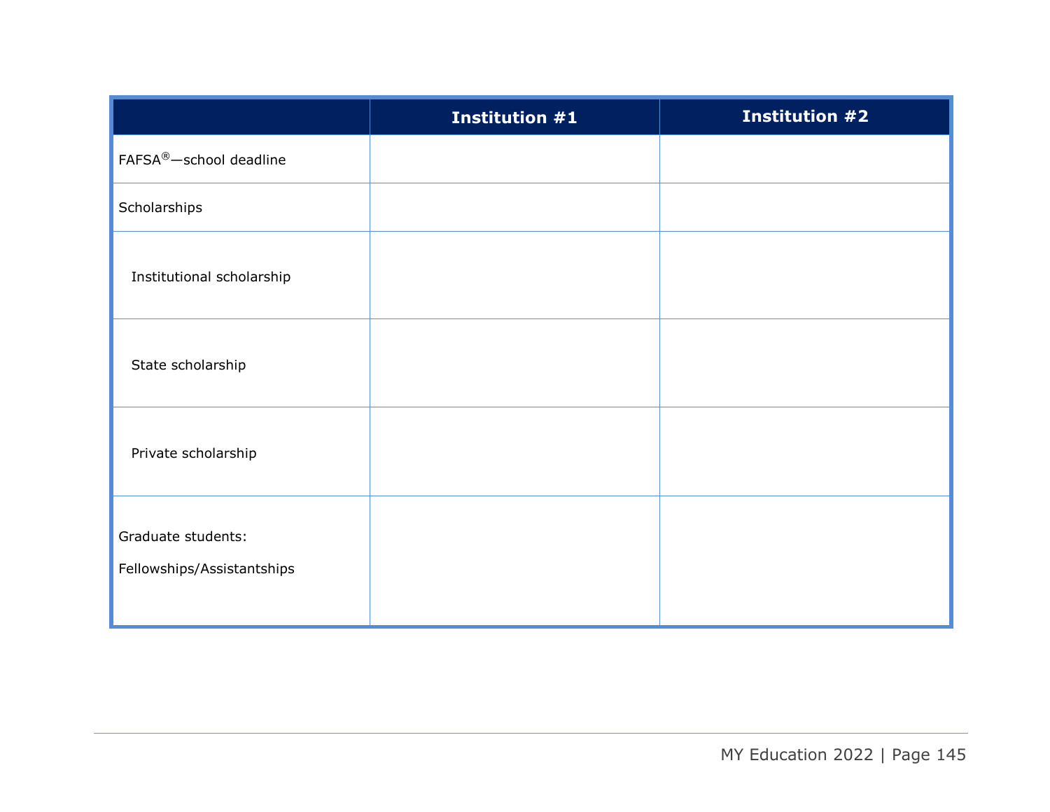| | Institution #1 | Institution #2 |
|---|---|---|
| FAFSA®—school deadline | | |
| Scholarships | | |
| Institutional scholarship | | |
| State scholarship | | |
| Private scholarship | | |
| Graduate students: Fellowships/Assistantships | | |